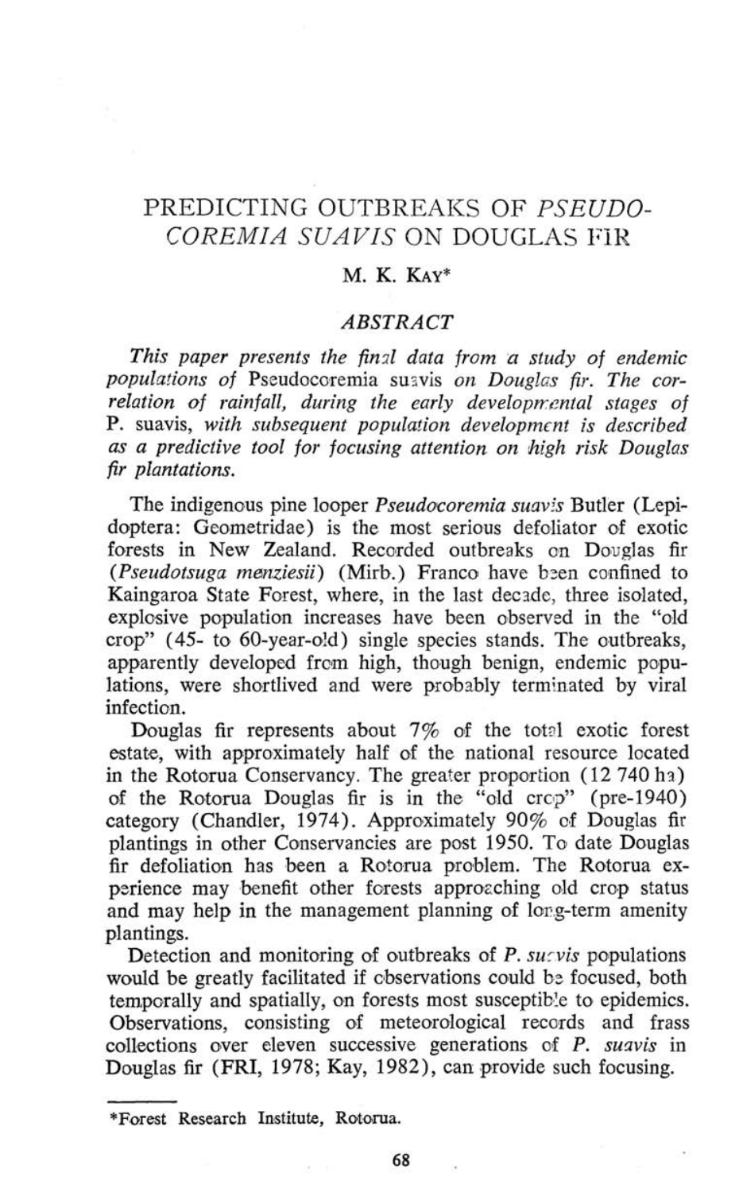# PREDICTING OUTBREAKS OF *PSEUDOCOREMIA SUAVIS* ON DOUGLAS FIR

M. K. KAY*

### *ABSTRACT*

*This paper presents the final data from a study of endemic populations of* Pseudocoremia suavis *on Douglas fir. The correlation of rainfall, during the early developmental stages of* P. suavis, *with subsequent population development is described as a predictive tool for focusing attention on high risk Douglas fir plantations.*

The indigenous pine looper *Pseudocoremia suavis* Butler (Lepidoptera: Geometridae) is the most serious defoliator of exotic forests in New Zealand. Recorded outbreaks on Douglas fir (*Pseudotsuga menziesii*) (Mirb.) Franco have been confined to Kaingaroa State Forest, where, in the last decade, three isolated, explosive population increases have been observed in the "old crop" (45- to 60-year-old) single species stands. The outbreaks, apparently developed from high, though benign, endemic populations, were shortlived and were probably terminated by viral infection.

Douglas fir represents about 7% of the total exotic forest estate, with approximately half of the national resource located in the Rotorua Conservancy. The greater proportion (12 740 ha) of the Rotorua Douglas fir is in the "old crop" (pre-1940) category (Chandler, 1974). Approximately 90% of Douglas fir plantings in other Conservancies are post 1950. To date Douglas fir defoliation has been a Rotorua problem. The Rotorua experience may benefit other forests approaching old crop status and may help in the management planning of long-term amenity plantings.

Detection and monitoring of outbreaks of *P. suavis* populations would be greatly facilitated if observations could be focused, both temporally and spatially, on forests most susceptible to epidemics. Observations, consisting of meteorological records and frass collections over eleven successive generations of *P. suavis* in Douglas fir (FRI, 1978; Kay, 1982), can provide such focusing.

---

*Forest Research Institute, Rotorua.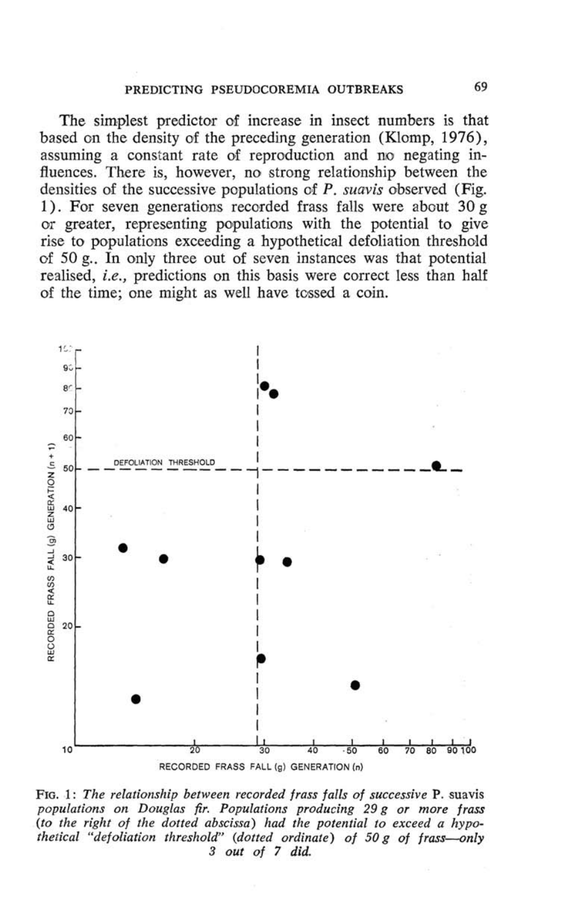The simplest predictor of increase in insect numbers is that based on the density of the preceding generation (Klomp, 1976), assuming a constant rate of reproduction and no negating influences. There is, however, no strong relationship between the densities of the successive populations of *P. suavis* observed (Fig. 1). For seven generations recorded frass falls were about 30 g or greater, representing populations with the potential to give rise to populations exceeding a hypothetical defoliation threshold of 50 g.. In only three out of seven instances was that potential realised, *i.e.*, predictions on this basis were correct less than half of the time; one might as well have tossed a coin.

FIG. 1: *The relationship between recorded frass falls of successive* P. suavis *populations on Douglas fir. Populations producing 29 g or more frass (to the right of the dotted abscissa) had the potential to exceed a hypothetical "defoliation threshold" (dotted ordinate) of 50 g of frass—only 3 out of 7 did.*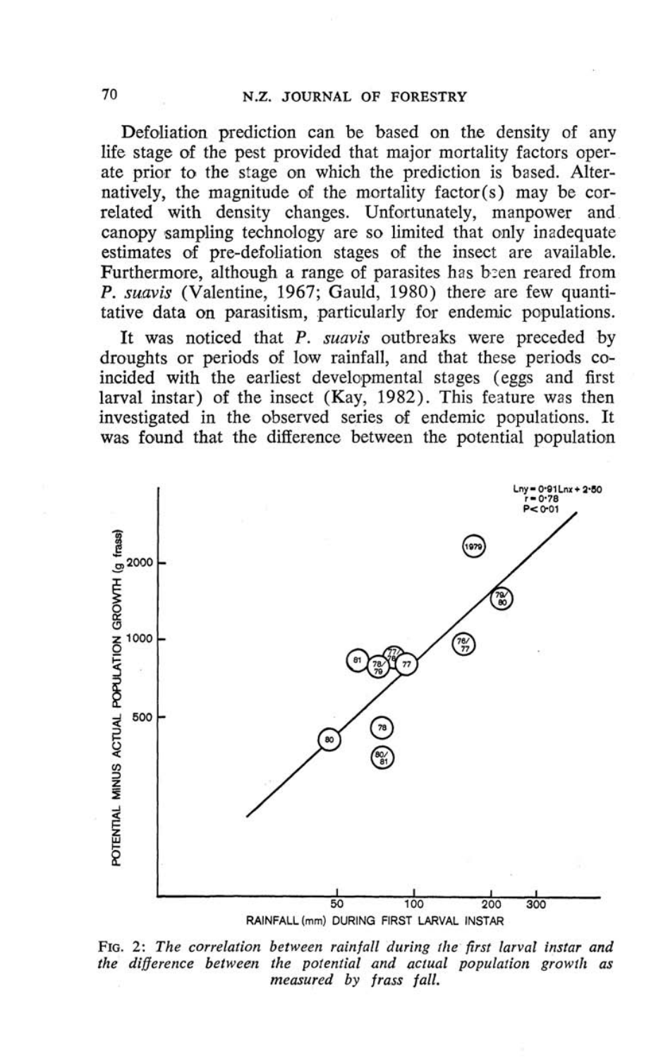Defoliation prediction can be based on the density of any life stage of the pest provided that major mortality factors operate prior to the stage on which the prediction is based. Alternatively, the magnitude of the mortality factor(s) may be correlated with density changes. Unfortunately, manpower and canopy sampling technology are so limited that only inadequate estimates of pre-defoliation stages of the insect are available. Furthermore, although a range of parasites has been reared from *P. suavis* (Valentine, 1967; Gauld, 1980) there are few quantitative data on parasitism, particularly for endemic populations.

It was noticed that *P. suavis* outbreaks were preceded by droughts or periods of low rainfall, and that these periods coincided with the earliest developmental stages (eggs and first larval instar) of the insect (Kay, 1982). This feature was then investigated in the observed series of endemic populations. It was found that the difference between the potential population

FIG. 2: *The correlation between rainfall during the first larval instar and the difference between the potential and actual population growth as measured by frass fall.*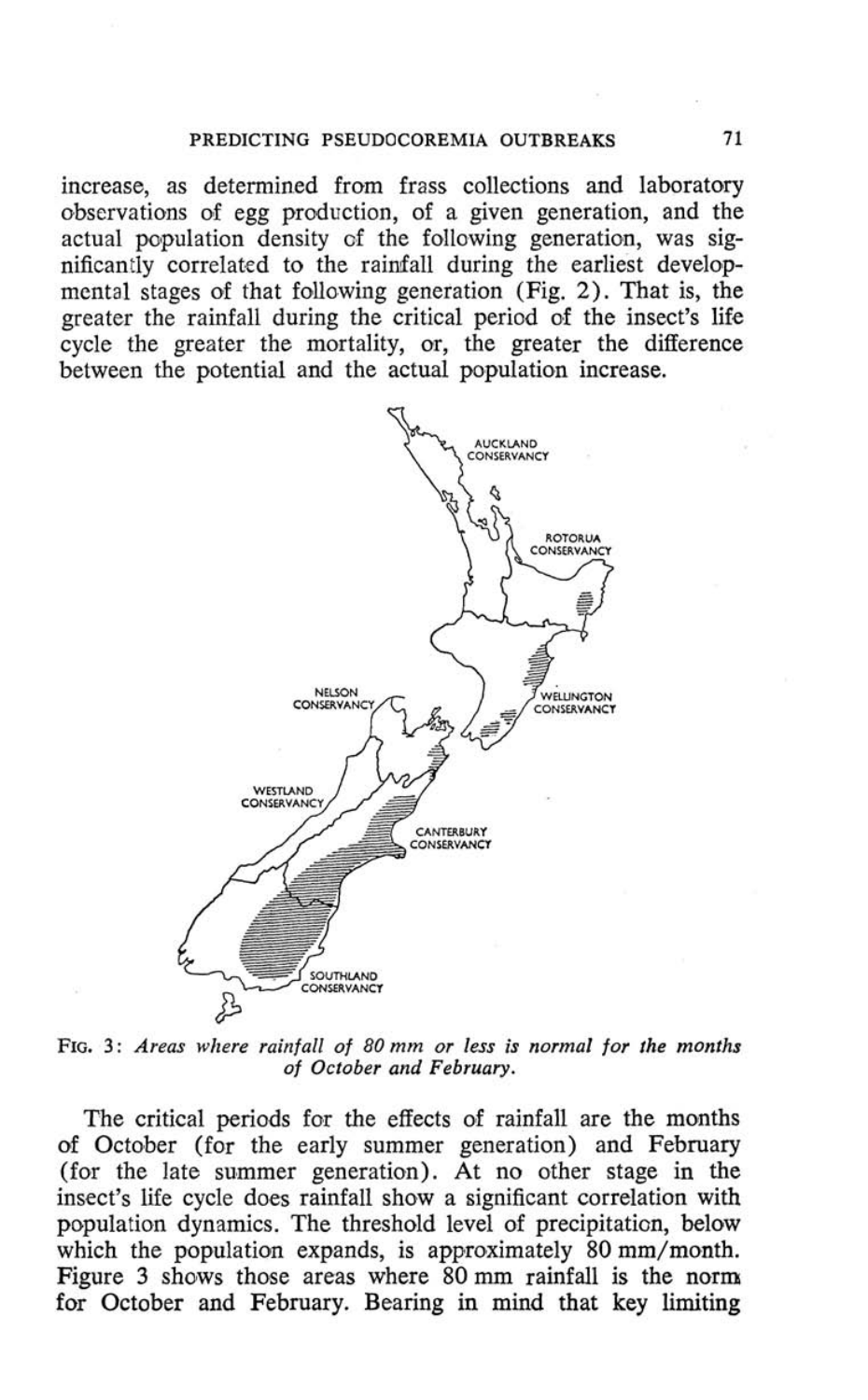increase, as determined from frass collections and laboratory observations of egg production, of a given generation, and the actual population density of the following generation, was significantly correlated to the rainfall during the earliest developmental stages of that following generation (Fig. 2). That is, the greater the rainfall during the critical period of the insect's life cycle the greater the mortality, or, the greater the difference between the potential and the actual population increase.

FIG. 3: *Areas where rainfall of 80 mm or less is normal for the months of October and February.*

The critical periods for the effects of rainfall are the months of October (for the early summer generation) and February (for the late summer generation). At no other stage in the insect's life cycle does rainfall show a significant correlation with population dynamics. The threshold level of precipitation, below which the population expands, is approximately 80 mm/month. Figure 3 shows those areas where 80 mm rainfall is the norm for October and February. Bearing in mind that key limiting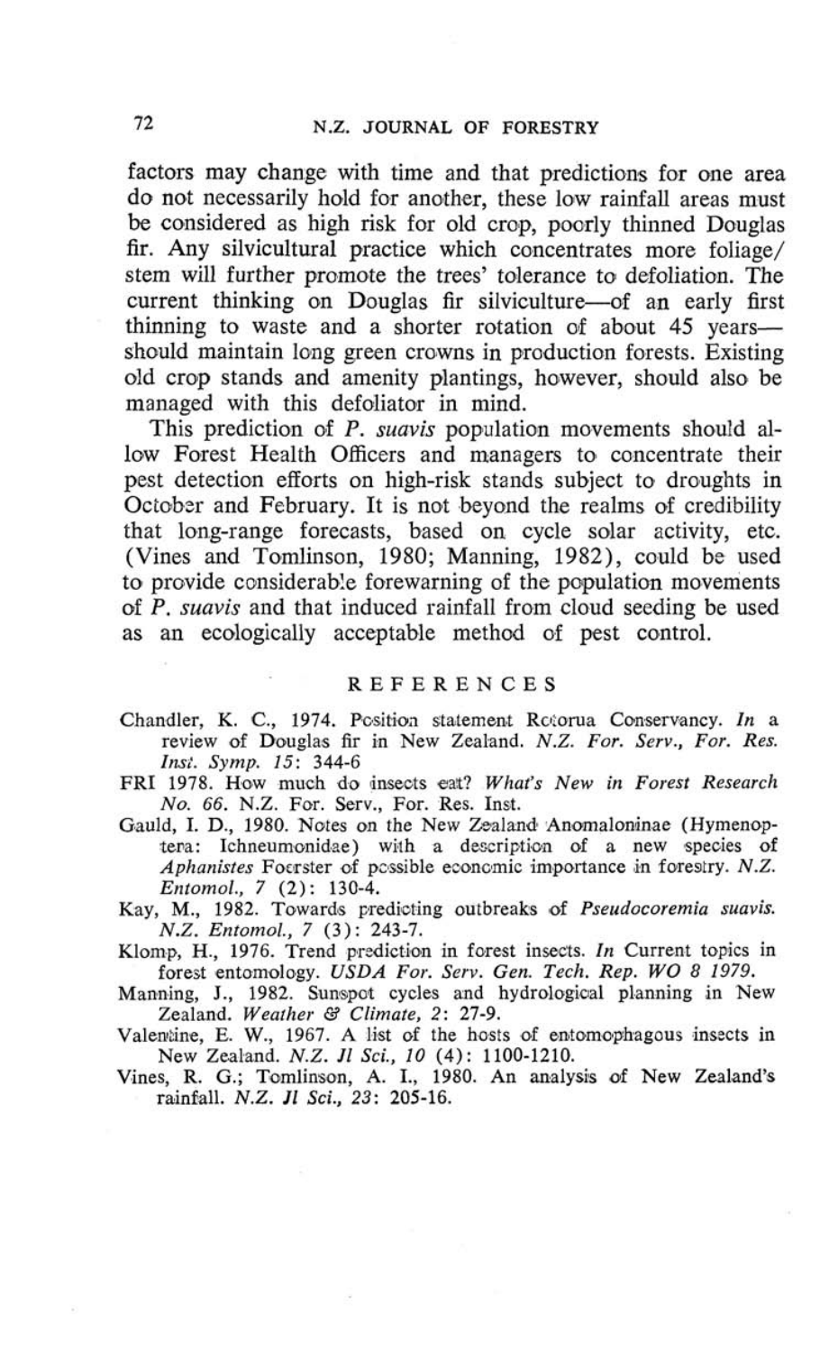factors may change with time and that predictions for one area do not necessarily hold for another, these low rainfall areas must be considered as high risk for old crop, poorly thinned Douglas fir. Any silvicultural practice which concentrates more foliage/stem will further promote the trees' tolerance to defoliation. The current thinking on Douglas fir silviculture—of an early first thinning to waste and a shorter rotation of about 45 years—should maintain long green crowns in production forests. Existing old crop stands and amenity plantings, however, should also be managed with this defoliator in mind.

This prediction of *P. suavis* population movements should allow Forest Health Officers and managers to concentrate their pest detection efforts on high-risk stands subject to droughts in October and February. It is not beyond the realms of credibility that long-range forecasts, based on cycle solar activity, etc. (Vines and Tomlinson, 1980; Manning, 1982), could be used to provide considerable forewarning of the population movements of *P. suavis* and that induced rainfall from cloud seeding be used as an ecologically acceptable method of pest control.

## REFERENCES

Chandler, K. C., 1974. Position statement Rotorua Conservancy. *In* a review of Douglas fir in New Zealand. *N.Z. For. Serv., For. Res. Inst. Symp. 15*: 344-6

FRI 1978. How much do insects eat? *What's New in Forest Research No. 66.* N.Z. For. Serv., For. Res. Inst.

Gauld, I. D., 1980. Notes on the New Zealand Anomaloninae (Hymenoptera: Ichneumonidae) with a description of a new species of *Aphanistes* Foerster of possible economic importance in forestry. *N.Z. Entomol., 7* (2): 130-4.

Kay, M., 1982. Towards predicting outbreaks of *Pseudocoremia suavis. N.Z. Entomol., 7* (3): 243-7.

Klomp, H., 1976. Trend prediction in forest insects. *In* Current topics in forest entomology. *USDA For. Serv. Gen. Tech. Rep. WO 8 1979.*

Manning, J., 1982. Sunspot cycles and hydrological planning in New Zealand. *Weather & Climate, 2*: 27-9.

Valentine, E. W., 1967. A list of the hosts of entomophagous insects in New Zealand. *N.Z. Jl Sci., 10* (4): 1100-1210.

Vines, R. G.; Tomlinson, A. I., 1980. An analysis of New Zealand's rainfall. *N.Z. Jl Sci., 23*: 205-16.